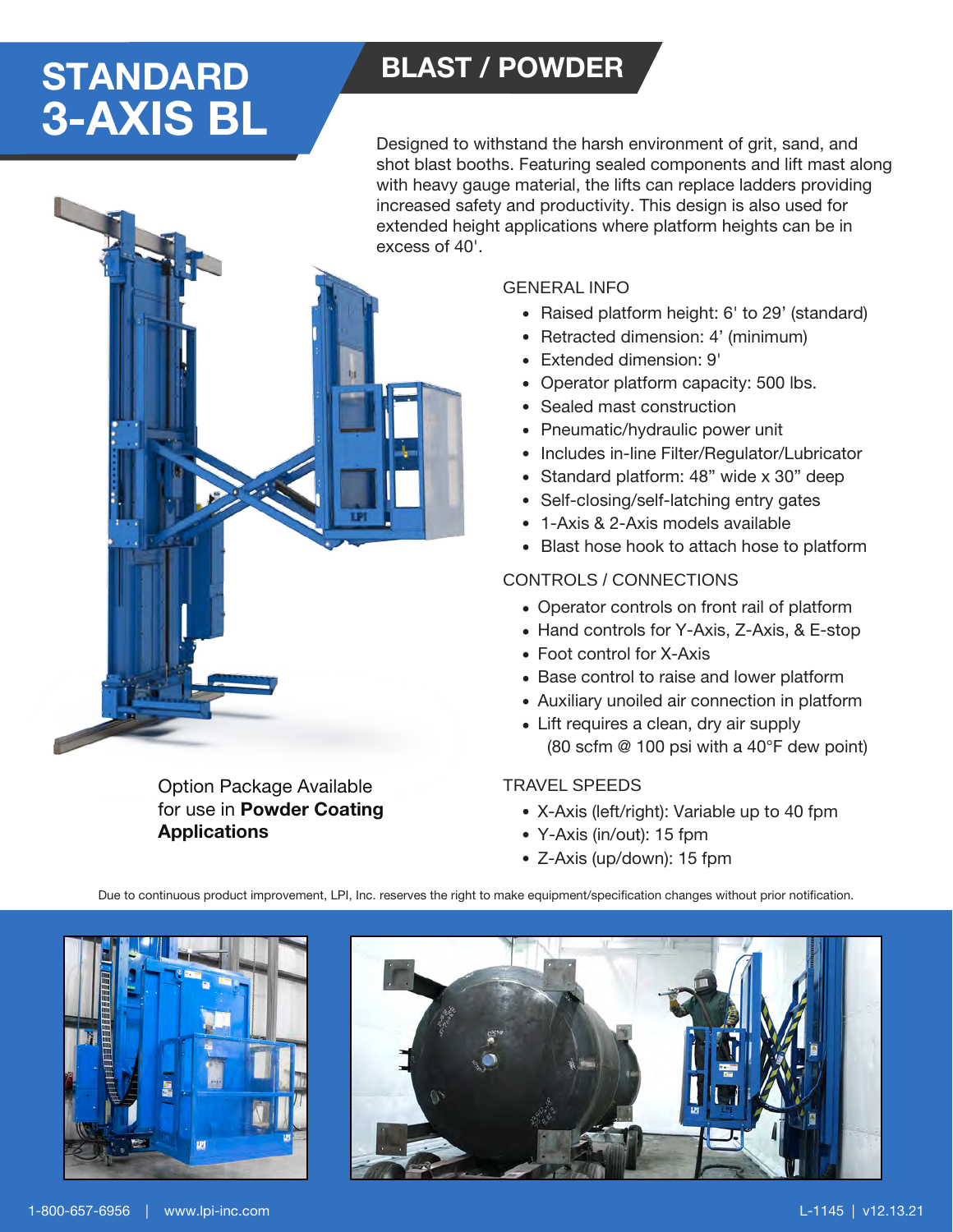# STANDARD 3-AXIS BL

## BLAST / POWDER

Designed to withstand the harsh environment of grit, sand, and shot blast booths. Featuring sealed components and lift mast along with heavy gauge material, the lifts can replace ladders providing increased safety and productivity. This design is also used for extended height applications where platform heights can be in excess of 40'.

### GENERAL INFO

- Raised platform height: 6' to 29' (standard)
- Retracted dimension: 4' (minimum)
- Extended dimension: 9'
- Operator platform capacity: 500 lbs.
- Sealed mast construction
- Pneumatic/hydraulic power unit
- Includes in-line Filter/Regulator/Lubricator
- Standard platform: 48" wide x 30" deep
- Self-closing/self-latching entry gates
- 1-Axis & 2-Axis models available
- Blast hose hook to attach hose to platform

### CONTROLS / CONNECTIONS

- Operator controls on front rail of platform
- Hand controls for Y-Axis, Z-Axis, & E-stop
- Foot control for X-Axis
- Base control to raise and lower platform
- Auxiliary unoiled air connection in platform
- Lift requires a clean, dry air supply (80 scfm @ 100 psi with a 40°F dew point)

### TRAVEL SPEEDS

- X-Axis (left/right): Variable up to 40 fpm
- Y-Axis (in/out): 15 fpm
- Z-Axis (up/down): 15 fpm

Option Package Available for use in **Powder Coating Applications**

Due to continuous product improvement, LPI, Inc. reserves the right to make equipment/specification changes without prior notification.

1-800-657-6956 | www.lpi-inc.com

L-1145 | v12.13.21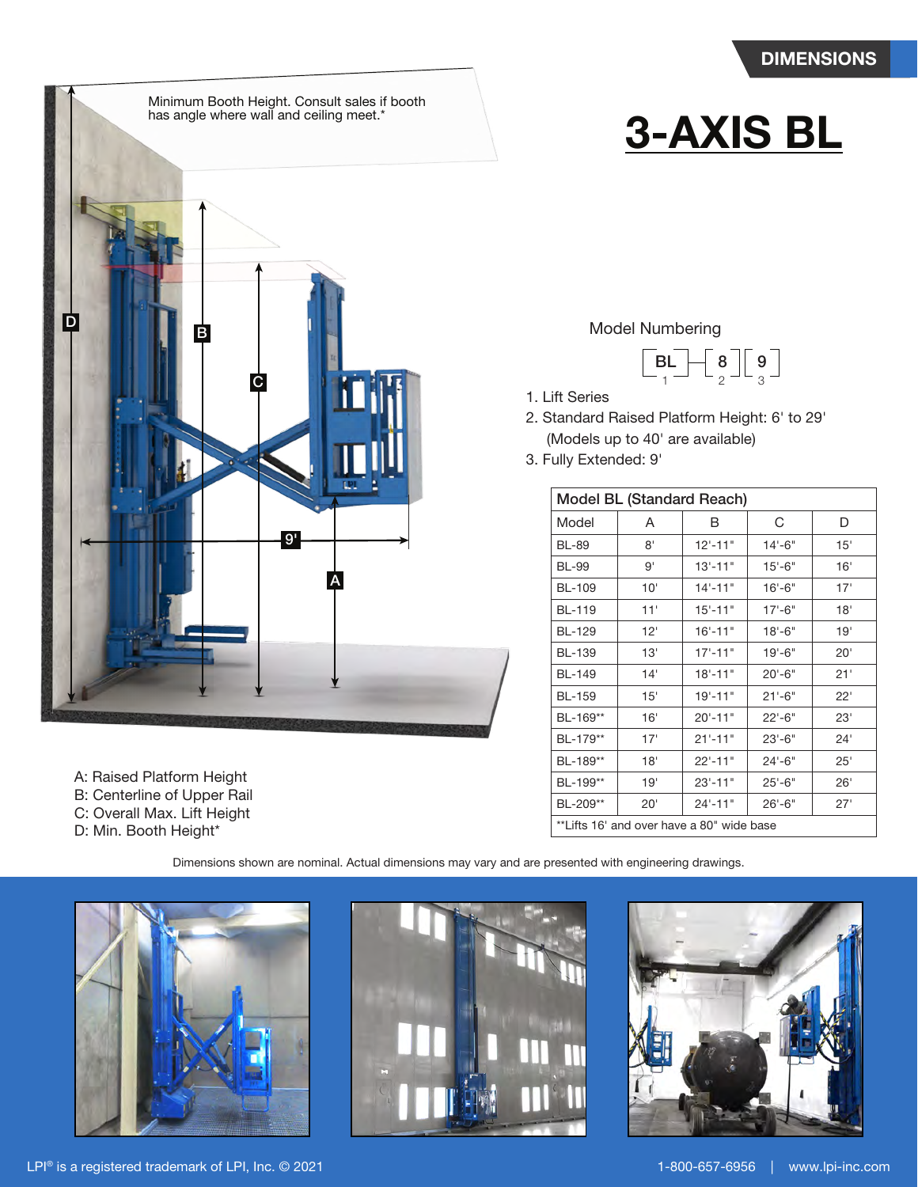DIMENSIONS

# 3-AXIS BL

Minimum Booth Height. Consult sales if booth has angle where wall and ceiling meet.*

D

B

C

9'

A

A: Raised Platform Height
B: Centerline of Upper Rail
C: Overall Max. Lift Height
D: Min. Booth Height*

Model Numbering

BL – 8 9
1 2 3

1. Lift Series
2. Standard Raised Platform Height: 6' to 29' (Models up to 40' are available)
3. Fully Extended: 9'

| Model BL (Standard Reach) | | | | |
|---|---|---|---|---|
| Model | A | B | C | D |
| BL-89 | 8' | 12'-11" | 14'-6" | 15' |
| BL-99 | 9' | 13'-11" | 15'-6" | 16' |
| BL-109 | 10' | 14'-11" | 16'-6" | 17' |
| BL-119 | 11' | 15'-11" | 17'-6" | 18' |
| BL-129 | 12' | 16'-11" | 18'-6" | 19' |
| BL-139 | 13' | 17'-11" | 19'-6" | 20' |
| BL-149 | 14' | 18'-11" | 20'-6" | 21' |
| BL-159 | 15' | 19'-11" | 21'-6" | 22' |
| BL-169** | 16' | 20'-11" | 22'-6" | 23' |
| BL-179** | 17' | 21'-11" | 23'-6" | 24' |
| BL-189** | 18' | 22'-11" | 24'-6" | 25' |
| BL-199** | 19' | 23'-11" | 25'-6" | 26' |
| BL-209** | 20' | 24'-11" | 26'-6" | 27' |
| **Lifts 16' and over have a 80" wide base | | | | |

Dimensions shown are nominal. Actual dimensions may vary and are presented with engineering drawings.

LPI® is a registered trademark of LPI, Inc. © 2021 1-800-657-6956 | www.lpi-inc.com